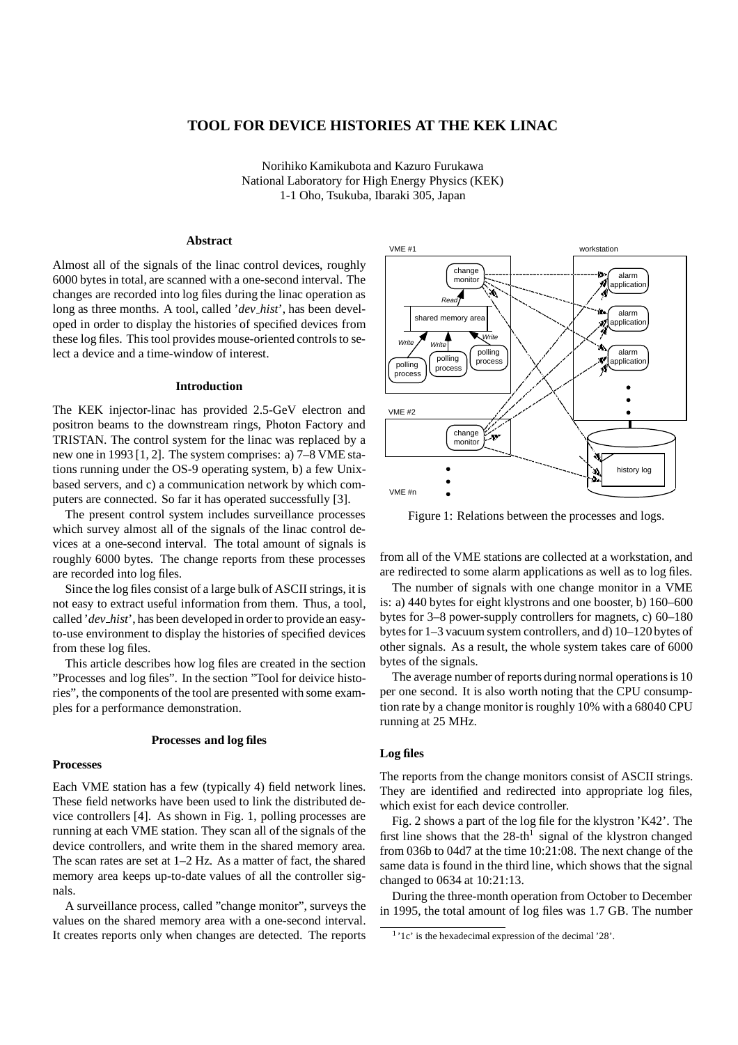# TOOL FOR DEVICE HISTORIES AT THE KEK LINAC

Norihiko Kamikubota and Kazuro Furukawa
National Laboratory for High Energy Physics (KEK)
1-1 Oho, Tsukuba, Ibaraki 305, Japan

## Abstract

Almost all of the signals of the linac control devices, roughly 6000 bytes in total, are scanned with a one-second interval. The changes are recorded into log files during the linac operation as long as three months. A tool, called '*dev_hist*', has been developed in order to display the histories of specified devices from these log files. This tool provides mouse-oriented controls to select a device and a time-window of interest.

## Introduction

The KEK injector-linac has provided 2.5-GeV electron and positron beams to the downstream rings, Photon Factory and TRISTAN. The control system for the linac was replaced by a new one in 1993 [1, 2]. The system comprises: a) 7–8 VME stations running under the OS-9 operating system, b) a few Unix-based servers, and c) a communication network by which computers are connected. So far it has operated successfully [3].

The present control system includes surveillance processes which survey almost all of the signals of the linac control devices at a one-second interval. The total amount of signals is roughly 6000 bytes. The change reports from these processes are recorded into log files.

Since the log files consist of a large bulk of ASCII strings, it is not easy to extract useful information from them. Thus, a tool, called '*dev_hist*', has been developed in order to provide an easy-to-use environment to display the histories of specified devices from these log files.

This article describes how log files are created in the section "Processes and log files". In the section "Tool for deivice histories", the components of the tool are presented with some examples for a performance demonstration.

## Processes and log files

### Processes

Each VME station has a few (typically 4) field network lines. These field networks have been used to link the distributed device controllers [4]. As shown in Fig. 1, polling processes are running at each VME station. They scan all of the signals of the device controllers, and write them in the shared memory area. The scan rates are set at 1–2 Hz. As a matter of fact, the shared memory area keeps up-to-date values of all the controller signals.

A surveillance process, called "change monitor", surveys the values on the shared memory area with a one-second interval. It creates reports only when changes are detected. The reports from all of the VME stations are collected at a workstation, and are redirected to some alarm applications as well as to log files.

Figure 1: Relations between the processes and logs.

The number of signals with one change monitor in a VME is: a) 440 bytes for eight klystrons and one booster, b) 160–600 bytes for 3–8 power-supply controllers for magnets, c) 60–180 bytes for 1–3 vacuum system controllers, and d) 10–120 bytes of other signals. As a result, the whole system takes care of 6000 bytes of the signals.

The average number of reports during normal operations is 10 per one second. It is also worth noting that the CPU consumption rate by a change monitor is roughly 10% with a 68040 CPU running at 25 MHz.

### Log files

The reports from the change monitors consist of ASCII strings. They are identified and redirected into appropriate log files, which exist for each device controller.

Fig. 2 shows a part of the log file for the klystron 'K42'. The first line shows that the 28-th[1] signal of the klystron changed from 036b to 04d7 at the time 10:21:08. The next change of the same data is found in the third line, which shows that the signal changed to 0634 at 10:21:13.

During the three-month operation from October to December in 1995, the total amount of log files was 1.7 GB. The number

[1] '1c' is the hexadecimal expression of the decimal '28'.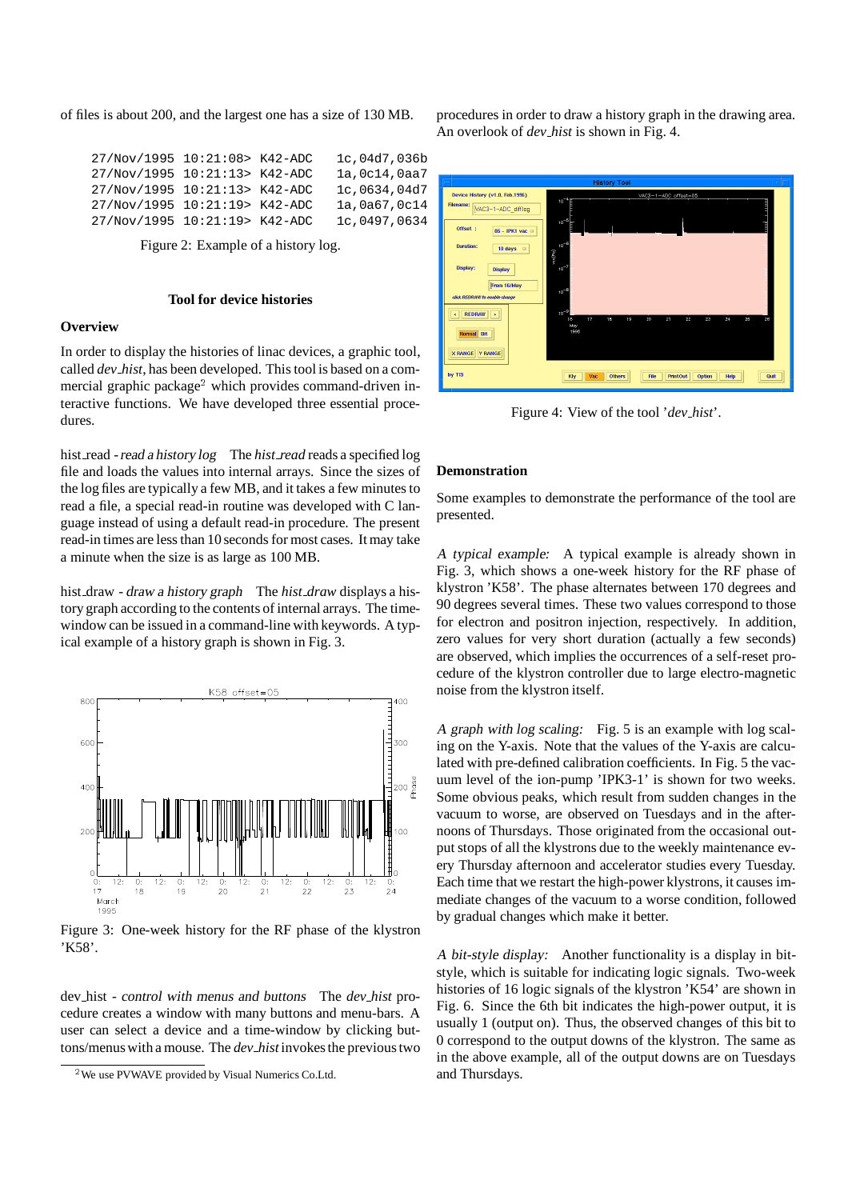of files is about 200, and the largest one has a size of 130 MB.

```
27/Nov/1995 10:21:08> K42-ADC    1c,04d7,036b
27/Nov/1995 10:21:13> K42-ADC    1a,0c14,0aa7
27/Nov/1995 10:21:13> K42-ADC    1c,0634,04d7
27/Nov/1995 10:21:19> K42-ADC    1a,0a67,0c14
27/Nov/1995 10:21:19> K42-ADC    1c,0497,0634
```

Figure 2: Example of a history log.

## Tool for device histories

### Overview

In order to display the histories of linac devices, a graphic tool, called *dev_hist*, has been developed. This tool is based on a commercial graphic package[2] which provides command-driven interactive functions. We have developed three essential procedures.

hist_read - *read a history log* The *hist_read* reads a specified log file and loads the values into internal arrays. Since the sizes of the log files are typically a few MB, and it takes a few minutes to read a file, a special read-in routine was developed with C language instead of using a default read-in procedure. The present read-in times are less than 10 seconds for most cases. It may take a minute when the size is as large as 100 MB.

hist_draw - *draw a history graph* The *hist_draw* displays a history graph according to the contents of internal arrays. The time-window can be issued in a command-line with keywords. A typical example of a history graph is shown in Fig. 3.

Figure 3: One-week history for the RF phase of the klystron 'K58'.

dev_hist - *control with menus and buttons* The *dev_hist* procedure creates a window with many buttons and menu-bars. A user can select a device and a time-window by clicking buttons/menus with a mouse. The *dev_hist* invokes the previous two procedures in order to draw a history graph in the drawing area. An overlook of *dev_hist* is shown in Fig. 4.

[2] We use PVWAVE provided by Visual Numerics Co.Ltd.

Figure 4: View of the tool '*dev_hist*'.

### Demonstration

Some examples to demonstrate the performance of the tool are presented.

*A typical example:* A typical example is already shown in Fig. 3, which shows a one-week history for the RF phase of klystron 'K58'. The phase alternates between 170 degrees and 90 degrees several times. These two values correspond to those for electron and positron injection, respectively. In addition, zero values for very short duration (actually a few seconds) are observed, which implies the occurrences of a self-reset procedure of the klystron controller due to large electro-magnetic noise from the klystron itself.

*A graph with log scaling:* Fig. 5 is an example with log scaling on the Y-axis. Note that the values of the Y-axis are calculated with pre-defined calibration coefficients. In Fig. 5 the vacuum level of the ion-pump 'IPK3-1' is shown for two weeks. Some obvious peaks, which result from sudden changes in the vacuum to worse, are observed on Tuesdays and in the afternoons of Thursdays. Those originated from the occasional output stops of all the klystrons due to the weekly maintenance every Thursday afternoon and accelerator studies every Tuesday. Each time that we restart the high-power klystrons, it causes immediate changes of the vacuum to a worse condition, followed by gradual changes which make it better.

*A bit-style display:* Another functionality is a display in bit-style, which is suitable for indicating logic signals. Two-week histories of 16 logic signals of the klystron 'K54' are shown in Fig. 6. Since the 6th bit indicates the high-power output, it is usually 1 (output on). Thus, the observed changes of this bit to 0 correspond to the output downs of the klystron. The same as in the above example, all of the output downs are on Tuesdays and Thursdays.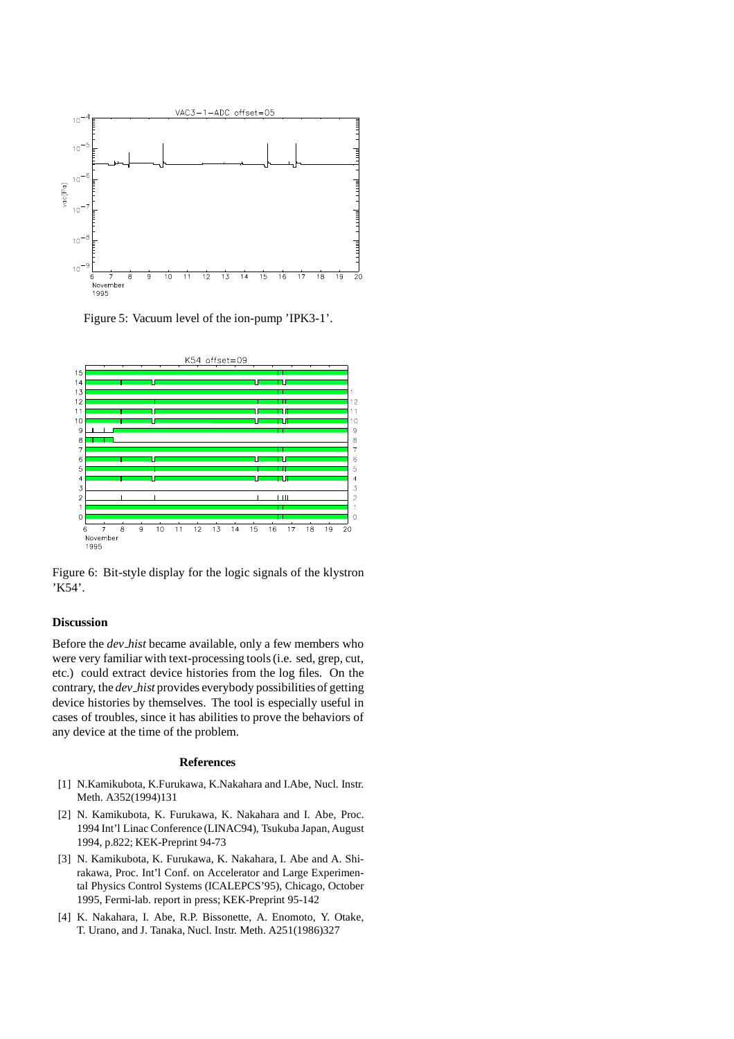VAC3−1−ADC offset=05

$10^{-4}$

$10^{-5}$

$10^{-6}$

$10^{-7}$

$10^{-8}$

$10^{-9}$

vac(Pa)

6 7 8 9 10 11 12 13 14 15 16 17 18 19 20

November

1995

Figure 5: Vacuum level of the ion-pump 'IPK3-1'.

K54 offset=09

15 14 13 12 11 10 9 8 7 6 5 4 3 2 1 0

6 7 8 9 10 11 12 13 14 15 16 17 18 19 20

November

1995

Figure 6: Bit-style display for the logic signals of the klystron 'K54'.

### Discussion

Before the *dev_hist* became available, only a few members who were very familiar with text-processing tools (i.e. sed, grep, cut, etc.) could extract device histories from the log files. On the contrary, the *dev_hist* provides everybody possibilities of getting device histories by themselves. The tool is especially useful in cases of troubles, since it has abilities to prove the behaviors of any device at the time of the problem.

## References

[1] N.Kamikubota, K.Furukawa, K.Nakahara and I.Abe, Nucl. Instr. Meth. A352(1994)131

[2] N. Kamikubota, K. Furukawa, K. Nakahara and I. Abe, Proc. 1994 Int'l Linac Conference (LINAC94), Tsukuba Japan, August 1994, p.822; KEK-Preprint 94-73

[3] N. Kamikubota, K. Furukawa, K. Nakahara, I. Abe and A. Shirakawa, Proc. Int'l Conf. on Accelerator and Large Experimental Physics Control Systems (ICALEPCS'95), Chicago, October 1995, Fermi-lab. report in press; KEK-Preprint 95-142

[4] K. Nakahara, I. Abe, R.P. Bissonette, A. Enomoto, Y. Otake, T. Urano, and J. Tanaka, Nucl. Instr. Meth. A251(1986)327